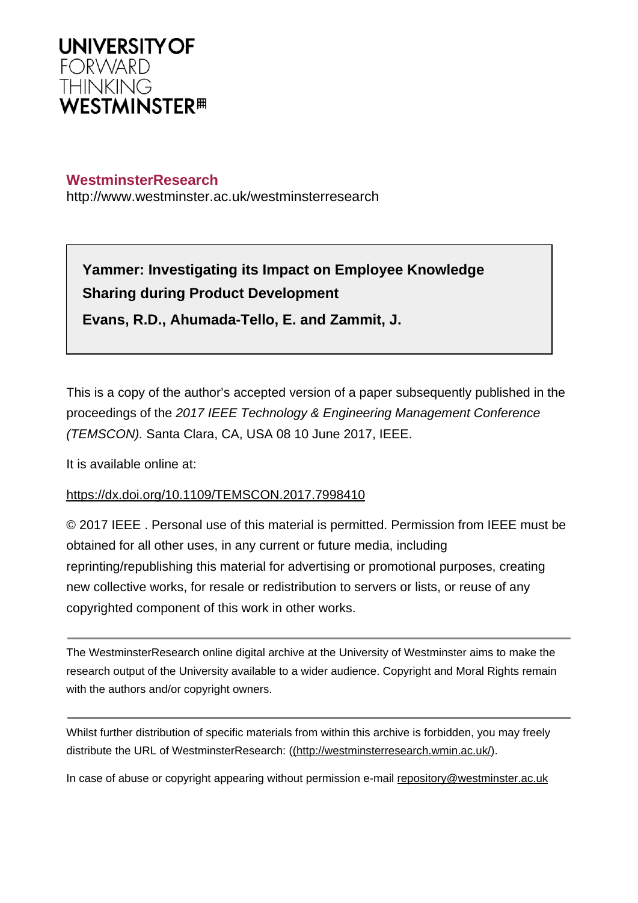UNIVERSITY OF
FORWARD
THINKING
WESTMINSTER

**WestminsterResearch**

http://www.westminster.ac.uk/westminsterresearch

**Yammer: Investigating its Impact on Employee Knowledge Sharing during Product Development**

**Evans, R.D., Ahumada-Tello, E. and Zammit, J.**

This is a copy of the author's accepted version of a paper subsequently published in the proceedings of the *2017 IEEE Technology & Engineering Management Conference (TEMSCON).* Santa Clara, CA, USA 08 10 June 2017, IEEE.

It is available online at:

https://dx.doi.org/10.1109/TEMSCON.2017.7998410

© 2017 IEEE . Personal use of this material is permitted. Permission from IEEE must be obtained for all other uses, in any current or future media, including reprinting/republishing this material for advertising or promotional purposes, creating new collective works, for resale or redistribution to servers or lists, or reuse of any copyrighted component of this work in other works.

---

The WestminsterResearch online digital archive at the University of Westminster aims to make the research output of the University available to a wider audience. Copyright and Moral Rights remain with the authors and/or copyright owners.

---

Whilst further distribution of specific materials from within this archive is forbidden, you may freely distribute the URL of WestminsterResearch: ((http://westminsterresearch.wmin.ac.uk/).

In case of abuse or copyright appearing without permission e-mail repository@westminster.ac.uk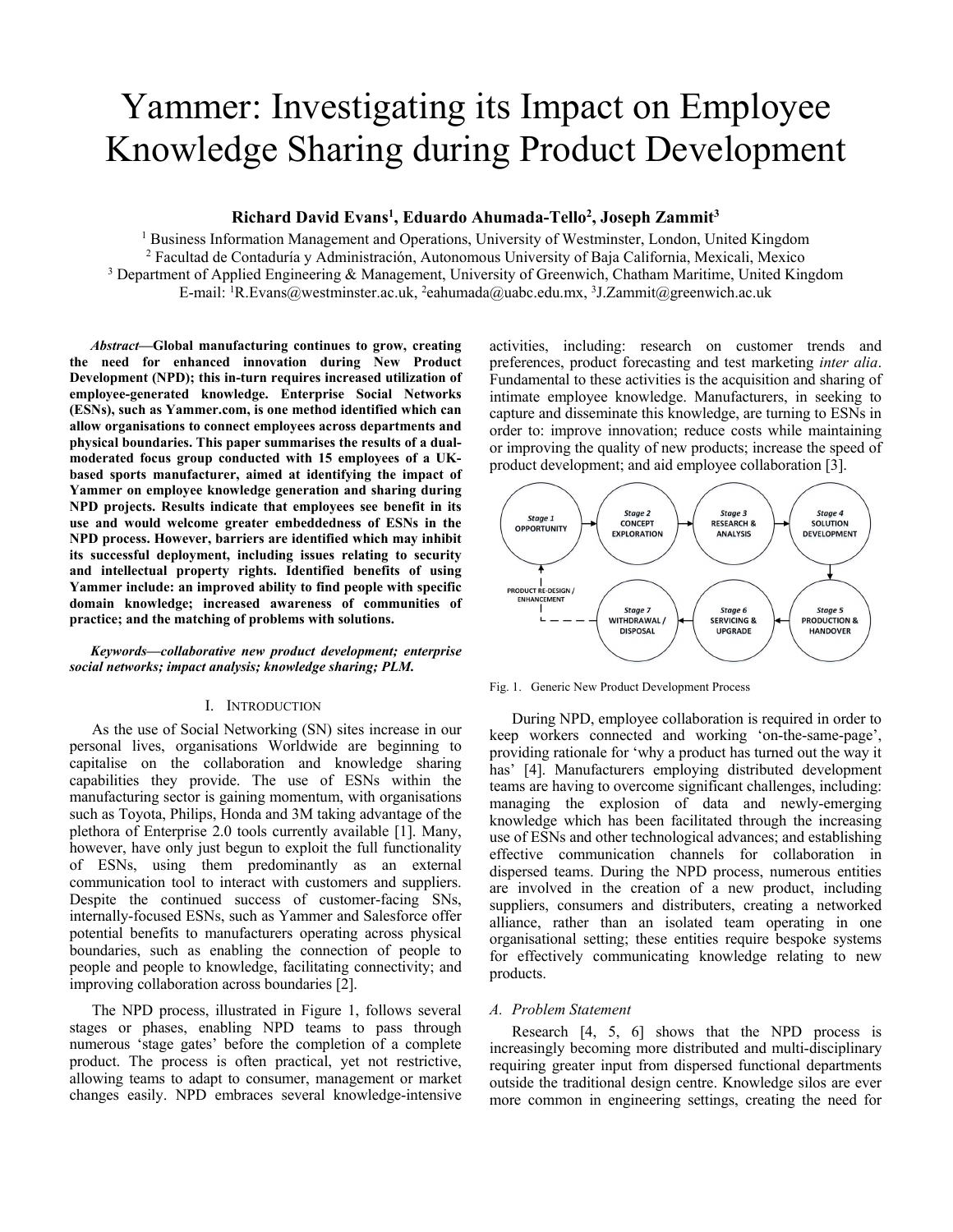# Yammer: Investigating its Impact on Employee Knowledge Sharing during Product Development

**Richard David Evans[1], Eduardo Ahumada-Tello[2], Joseph Zammit[3]**

[1] Business Information Management and Operations, University of Westminster, London, United Kingdom
[2] Facultad de Contaduría y Administración, Autonomous University of Baja California, Mexicali, Mexico
[3] Department of Applied Engineering & Management, University of Greenwich, Chatham Maritime, United Kingdom
E-mail: [1]R.Evans@westminster.ac.uk, [2]eahumada@uabc.edu.mx, [3]J.Zammit@greenwich.ac.uk

***Abstract*—Global manufacturing continues to grow, creating the need for enhanced innovation during New Product Development (NPD); this in-turn requires increased utilization of employee-generated knowledge. Enterprise Social Networks (ESNs), such as Yammer.com, is one method identified which can allow organisations to connect employees across departments and physical boundaries. This paper summarises the results of a dual-moderated focus group conducted with 15 employees of a UK-based sports manufacturer, aimed at identifying the impact of Yammer on employee knowledge generation and sharing during NPD projects. Results indicate that employees see benefit in its use and would welcome greater embeddedness of ESNs in the NPD process. However, barriers are identified which may inhibit its successful deployment, including issues relating to security and intellectual property rights. Identified benefits of using Yammer include: an improved ability to find people with specific domain knowledge; increased awareness of communities of practice; and the matching of problems with solutions.**

***Keywords*—*collaborative new product development; enterprise social networks; impact analysis; knowledge sharing; PLM.***

## I. Introduction

As the use of Social Networking (SN) sites increase in our personal lives, organisations Worldwide are beginning to capitalise on the collaboration and knowledge sharing capabilities they provide. The use of ESNs within the manufacturing sector is gaining momentum, with organisations such as Toyota, Philips, Honda and 3M taking advantage of the plethora of Enterprise 2.0 tools currently available [1]. Many, however, have only just begun to exploit the full functionality of ESNs, using them predominantly as an external communication tool to interact with customers and suppliers. Despite the continued success of customer-facing SNs, internally-focused ESNs, such as Yammer and Salesforce offer potential benefits to manufacturers operating across physical boundaries, such as enabling the connection of people to people and people to knowledge, facilitating connectivity; and improving collaboration across boundaries [2].

The NPD process, illustrated in Figure 1, follows several stages or phases, enabling NPD teams to pass through numerous 'stage gates' before the completion of a complete product. The process is often practical, yet not restrictive, allowing teams to adapt to consumer, management or market changes easily. NPD embraces several knowledge-intensive activities, including: research on customer trends and preferences, product forecasting and test marketing *inter alia*. Fundamental to these activities is the acquisition and sharing of intimate employee knowledge. Manufacturers, in seeking to capture and disseminate this knowledge, are turning to ESNs in order to: improve innovation; reduce costs while maintaining or improving the quality of new products; increase the speed of product development; and aid employee collaboration [3].

Stage 1 OPPORTUNITY → Stage 2 CONCEPT EXPLORATION → Stage 3 RESEARCH & ANALYSIS → Stage 4 SOLUTION DEVELOPMENT → Stage 5 PRODUCTION & HANDOVER → Stage 6 SERVICING & UPGRADE → Stage 7 WITHDRAWAL / DISPOSAL → (PRODUCT RE-DESIGN / ENHANCEMENT) → Stage 1

Fig. 1. Generic New Product Development Process

During NPD, employee collaboration is required in order to keep workers connected and working 'on-the-same-page', providing rationale for 'why a product has turned out the way it has' [4]. Manufacturers employing distributed development teams are having to overcome significant challenges, including: managing the explosion of data and newly-emerging knowledge which has been facilitated through the increasing use of ESNs and other technological advances; and establishing effective communication channels for collaboration in dispersed teams. During the NPD process, numerous entities are involved in the creation of a new product, including suppliers, consumers and distributers, creating a networked alliance, rather than an isolated team operating in one organisational setting; these entities require bespoke systems for effectively communicating knowledge relating to new products.

### A. Problem Statement

Research [4, 5, 6] shows that the NPD process is increasingly becoming more distributed and multi-disciplinary requiring greater input from dispersed functional departments outside the traditional design centre. Knowledge silos are ever more common in engineering settings, creating the need for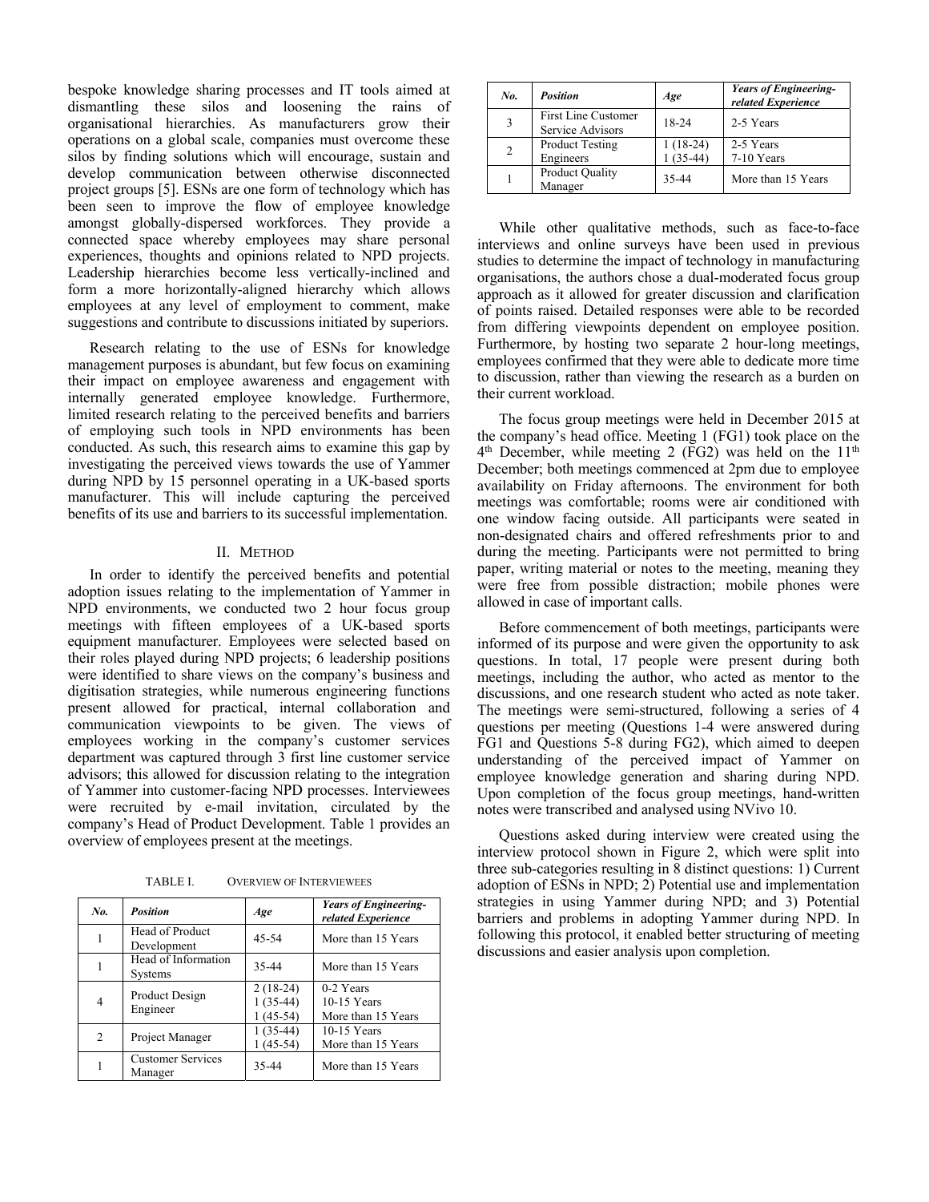bespoke knowledge sharing processes and IT tools aimed at dismantling these silos and loosening the rains of organisational hierarchies. As manufacturers grow their operations on a global scale, companies must overcome these silos by finding solutions which will encourage, sustain and develop communication between otherwise disconnected project groups [5]. ESNs are one form of technology which has been seen to improve the flow of employee knowledge amongst globally-dispersed workforces. They provide a connected space whereby employees may share personal experiences, thoughts and opinions related to NPD projects. Leadership hierarchies become less vertically-inclined and form a more horizontally-aligned hierarchy which allows employees at any level of employment to comment, make suggestions and contribute to discussions initiated by superiors.

Research relating to the use of ESNs for knowledge management purposes is abundant, but few focus on examining their impact on employee awareness and engagement with internally generated employee knowledge. Furthermore, limited research relating to the perceived benefits and barriers of employing such tools in NPD environments has been conducted. As such, this research aims to examine this gap by investigating the perceived views towards the use of Yammer during NPD by 15 personnel operating in a UK-based sports manufacturer. This will include capturing the perceived benefits of its use and barriers to its successful implementation.

## II. Method

In order to identify the perceived benefits and potential adoption issues relating to the implementation of Yammer in NPD environments, we conducted two 2 hour focus group meetings with fifteen employees of a UK-based sports equipment manufacturer. Employees were selected based on their roles played during NPD projects; 6 leadership positions were identified to share views on the company's business and digitisation strategies, while numerous engineering functions present allowed for practical, internal collaboration and communication viewpoints to be given. The views of employees working in the company's customer services department was captured through 3 first line customer service advisors; this allowed for discussion relating to the integration of Yammer into customer-facing NPD processes. Interviewees were recruited by e-mail invitation, circulated by the company's Head of Product Development. Table 1 provides an overview of employees present at the meetings.

TABLE I. Overview of Interviewees

| *No.* | *Position* | *Age* | *Years of Engineering-related Experience* |
|---|---|---|---|
| 1 | Head of Product Development | 45-54 | More than 15 Years |
| 1 | Head of Information Systems | 35-44 | More than 15 Years |
| 4 | Product Design Engineer | 2 (18-24)<br>1 (35-44)<br>1 (45-54) | 0-2 Years<br>10-15 Years<br>More than 15 Years |
| 2 | Project Manager | 1 (35-44)<br>1 (45-54) | 10-15 Years<br>More than 15 Years |
| 1 | Customer Services Manager | 35-44 | More than 15 Years |
| 3 | First Line Customer Service Advisors | 18-24 | 2-5 Years |
| 2 | Product Testing Engineers | 1 (18-24)<br>1 (35-44) | 2-5 Years<br>7-10 Years |
| 1 | Product Quality Manager | 35-44 | More than 15 Years |

While other qualitative methods, such as face-to-face interviews and online surveys have been used in previous studies to determine the impact of technology in manufacturing organisations, the authors chose a dual-moderated focus group approach as it allowed for greater discussion and clarification of points raised. Detailed responses were able to be recorded from differing viewpoints dependent on employee position. Furthermore, by hosting two separate 2 hour-long meetings, employees confirmed that they were able to dedicate more time to discussion, rather than viewing the research as a burden on their current workload.

The focus group meetings were held in December 2015 at the company's head office. Meeting 1 (FG1) took place on the 4th December, while meeting 2 (FG2) was held on the 11th December; both meetings commenced at 2pm due to employee availability on Friday afternoons. The environment for both meetings was comfortable; rooms were air conditioned with one window facing outside. All participants were seated in non-designated chairs and offered refreshments prior to and during the meeting. Participants were not permitted to bring paper, writing material or notes to the meeting, meaning they were free from possible distraction; mobile phones were allowed in case of important calls.

Before commencement of both meetings, participants were informed of its purpose and were given the opportunity to ask questions. In total, 17 people were present during both meetings, including the author, who acted as mentor to the discussions, and one research student who acted as note taker. The meetings were semi-structured, following a series of 4 questions per meeting (Questions 1-4 were answered during FG1 and Questions 5-8 during FG2), which aimed to deepen understanding of the perceived impact of Yammer on employee knowledge generation and sharing during NPD. Upon completion of the focus group meetings, hand-written notes were transcribed and analysed using NVivo 10.

Questions asked during interview were created using the interview protocol shown in Figure 2, which were split into three sub-categories resulting in 8 distinct questions: 1) Current adoption of ESNs in NPD; 2) Potential use and implementation strategies in using Yammer during NPD; and 3) Potential barriers and problems in adopting Yammer during NPD. In following this protocol, it enabled better structuring of meeting discussions and easier analysis upon completion.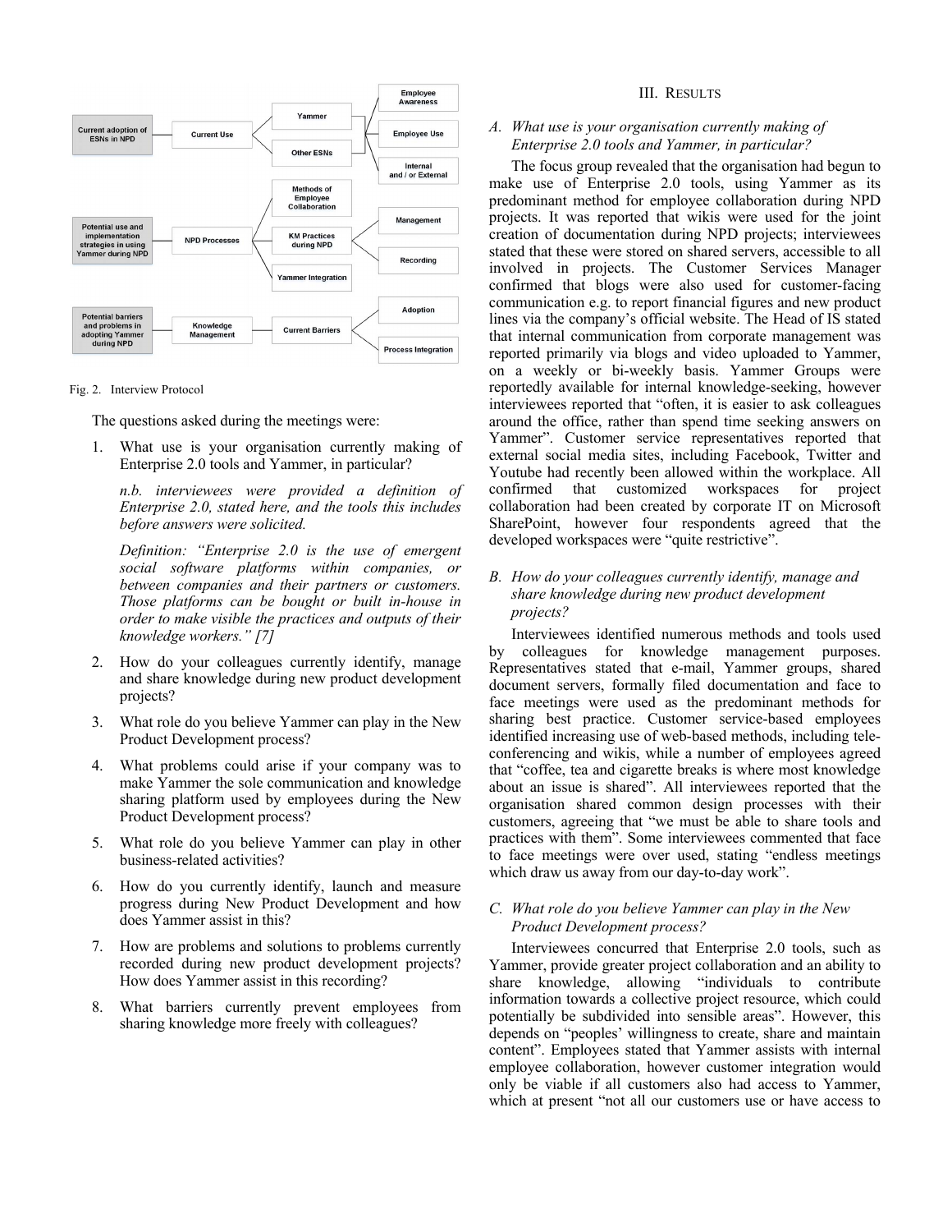Fig. 2. Interview Protocol

The questions asked during the meetings were:

1. What use is your organisation currently making of Enterprise 2.0 tools and Yammer, in particular?

   *n.b. interviewees were provided a definition of Enterprise 2.0, stated here, and the tools this includes before answers were solicited.*

   *Definition: "Enterprise 2.0 is the use of emergent social software platforms within companies, or between companies and their partners or customers. Those platforms can be bought or built in-house in order to make visible the practices and outputs of their knowledge workers." [7]*

2. How do your colleagues currently identify, manage and share knowledge during new product development projects?

3. What role do you believe Yammer can play in the New Product Development process?

4. What problems could arise if your company was to make Yammer the sole communication and knowledge sharing platform used by employees during the New Product Development process?

5. What role do you believe Yammer can play in other business-related activities?

6. How do you currently identify, launch and measure progress during New Product Development and how does Yammer assist in this?

7. How are problems and solutions to problems currently recorded during new product development projects? How does Yammer assist in this recording?

8. What barriers currently prevent employees from sharing knowledge more freely with colleagues?

## III. Results

### A. *What use is your organisation currently making of Enterprise 2.0 tools and Yammer, in particular?*

The focus group revealed that the organisation had begun to make use of Enterprise 2.0 tools, using Yammer as its predominant method for employee collaboration during NPD projects. It was reported that wikis were used for the joint creation of documentation during NPD projects; interviewees stated that these were stored on shared servers, accessible to all involved in projects. The Customer Services Manager confirmed that blogs were also used for customer-facing communication e.g. to report financial figures and new product lines via the company's official website. The Head of IS stated that internal communication from corporate management was reported primarily via blogs and video uploaded to Yammer, on a weekly or bi-weekly basis. Yammer Groups were reportedly available for internal knowledge-seeking, however interviewees reported that "often, it is easier to ask colleagues around the office, rather than spend time seeking answers on Yammer". Customer service representatives reported that external social media sites, including Facebook, Twitter and Youtube had recently been allowed within the workplace. All confirmed that customized workspaces for project collaboration had been created by corporate IT on Microsoft SharePoint, however four respondents agreed that the developed workspaces were "quite restrictive".

### B. *How do your colleagues currently identify, manage and share knowledge during new product development projects?*

Interviewees identified numerous methods and tools used by colleagues for knowledge management purposes. Representatives stated that e-mail, Yammer groups, shared document servers, formally filed documentation and face to face meetings were used as the predominant methods for sharing best practice. Customer service-based employees identified increasing use of web-based methods, including tele-conferencing and wikis, while a number of employees agreed that "coffee, tea and cigarette breaks is where most knowledge about an issue is shared". All interviewees reported that the organisation shared common design processes with their customers, agreeing that "we must be able to share tools and practices with them". Some interviewees commented that face to face meetings were over used, stating "endless meetings which draw us away from our day-to-day work".

### C. *What role do you believe Yammer can play in the New Product Development process?*

Interviewees concurred that Enterprise 2.0 tools, such as Yammer, provide greater project collaboration and an ability to share knowledge, allowing "individuals to contribute information towards a collective project resource, which could potentially be subdivided into sensible areas". However, this depends on "peoples' willingness to create, share and maintain content". Employees stated that Yammer assists with internal employee collaboration, however customer integration would only be viable if all customers also had access to Yammer, which at present "not all our customers use or have access to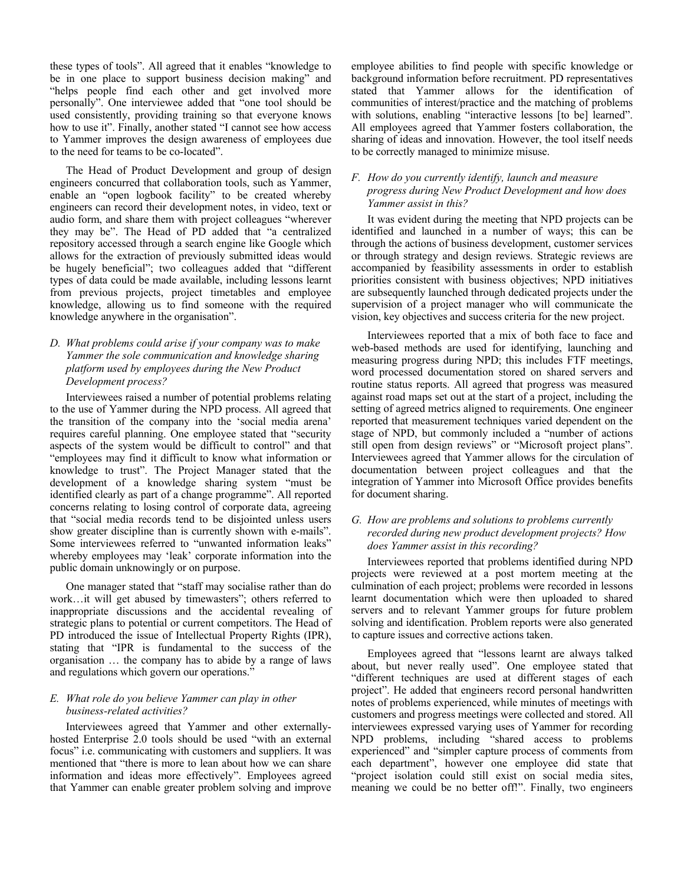these types of tools". All agreed that it enables "knowledge to be in one place to support business decision making" and "helps people find each other and get involved more personally". One interviewee added that "one tool should be used consistently, providing training so that everyone knows how to use it". Finally, another stated "I cannot see how access to Yammer improves the design awareness of employees due to the need for teams to be co-located".

The Head of Product Development and group of design engineers concurred that collaboration tools, such as Yammer, enable an "open logbook facility" to be created whereby engineers can record their development notes, in video, text or audio form, and share them with project colleagues "wherever they may be". The Head of PD added that "a centralized repository accessed through a search engine like Google which allows for the extraction of previously submitted ideas would be hugely beneficial"; two colleagues added that "different types of data could be made available, including lessons learnt from previous projects, project timetables and employee knowledge, allowing us to find someone with the required knowledge anywhere in the organisation".

### *D. What problems could arise if your company was to make Yammer the sole communication and knowledge sharing platform used by employees during the New Product Development process?*

Interviewees raised a number of potential problems relating to the use of Yammer during the NPD process. All agreed that the transition of the company into the 'social media arena' requires careful planning. One employee stated that "security aspects of the system would be difficult to control" and that "employees may find it difficult to know what information or knowledge to trust". The Project Manager stated that the development of a knowledge sharing system "must be identified clearly as part of a change programme". All reported concerns relating to losing control of corporate data, agreeing that "social media records tend to be disjointed unless users show greater discipline than is currently shown with e-mails". Some interviewees referred to "unwanted information leaks" whereby employees may 'leak' corporate information into the public domain unknowingly or on purpose.

One manager stated that "staff may socialise rather than do work…it will get abused by timewasters"; others referred to inappropriate discussions and the accidental revealing of strategic plans to potential or current competitors. The Head of PD introduced the issue of Intellectual Property Rights (IPR), stating that "IPR is fundamental to the success of the organisation … the company has to abide by a range of laws and regulations which govern our operations."

### *E. What role do you believe Yammer can play in other business-related activities?*

Interviewees agreed that Yammer and other externally-hosted Enterprise 2.0 tools should be used "with an external focus" i.e. communicating with customers and suppliers. It was mentioned that "there is more to lean about how we can share information and ideas more effectively". Employees agreed that Yammer can enable greater problem solving and improve employee abilities to find people with specific knowledge or background information before recruitment. PD representatives stated that Yammer allows for the identification of communities of interest/practice and the matching of problems with solutions, enabling "interactive lessons [to be] learned". All employees agreed that Yammer fosters collaboration, the sharing of ideas and innovation. However, the tool itself needs to be correctly managed to minimize misuse.

### *F. How do you currently identify, launch and measure progress during New Product Development and how does Yammer assist in this?*

It was evident during the meeting that NPD projects can be identified and launched in a number of ways; this can be through the actions of business development, customer services or through strategy and design reviews. Strategic reviews are accompanied by feasibility assessments in order to establish priorities consistent with business objectives; NPD initiatives are subsequently launched through dedicated projects under the supervision of a project manager who will communicate the vision, key objectives and success criteria for the new project.

Interviewees reported that a mix of both face to face and web-based methods are used for identifying, launching and measuring progress during NPD; this includes FTF meetings, word processed documentation stored on shared servers and routine status reports. All agreed that progress was measured against road maps set out at the start of a project, including the setting of agreed metrics aligned to requirements. One engineer reported that measurement techniques varied dependent on the stage of NPD, but commonly included a "number of actions still open from design reviews" or "Microsoft project plans". Interviewees agreed that Yammer allows for the circulation of documentation between project colleagues and that the integration of Yammer into Microsoft Office provides benefits for document sharing.

### *G. How are problems and solutions to problems currently recorded during new product development projects? How does Yammer assist in this recording?*

Interviewees reported that problems identified during NPD projects were reviewed at a post mortem meeting at the culmination of each project; problems were recorded in lessons learnt documentation which were then uploaded to shared servers and to relevant Yammer groups for future problem solving and identification. Problem reports were also generated to capture issues and corrective actions taken.

Employees agreed that "lessons learnt are always talked about, but never really used". One employee stated that "different techniques are used at different stages of each project". He added that engineers record personal handwritten notes of problems experienced, while minutes of meetings with customers and progress meetings were collected and stored. All interviewees expressed varying uses of Yammer for recording NPD problems, including "shared access to problems experienced" and "simpler capture process of comments from each department", however one employee did state that "project isolation could still exist on social media sites, meaning we could be no better off!". Finally, two engineers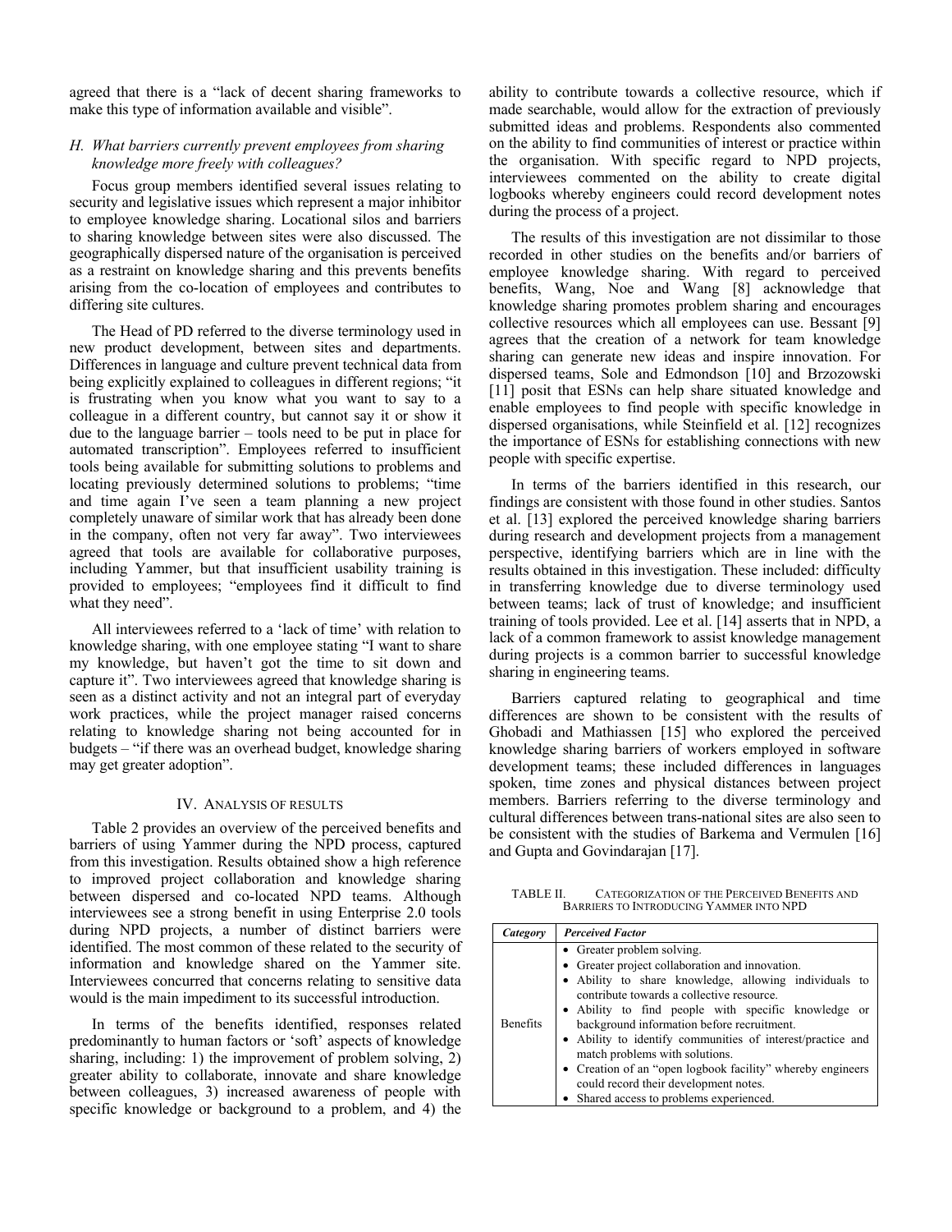agreed that there is a "lack of decent sharing frameworks to make this type of information available and visible".

### H. What barriers currently prevent employees from sharing knowledge more freely with colleagues?

Focus group members identified several issues relating to security and legislative issues which represent a major inhibitor to employee knowledge sharing. Locational silos and barriers to sharing knowledge between sites were also discussed. The geographically dispersed nature of the organisation is perceived as a restraint on knowledge sharing and this prevents benefits arising from the co-location of employees and contributes to differing site cultures.

The Head of PD referred to the diverse terminology used in new product development, between sites and departments. Differences in language and culture prevent technical data from being explicitly explained to colleagues in different regions; "it is frustrating when you know what you want to say to a colleague in a different country, but cannot say it or show it due to the language barrier – tools need to be put in place for automated transcription". Employees referred to insufficient tools being available for submitting solutions to problems and locating previously determined solutions to problems; "time and time again I've seen a team planning a new project completely unaware of similar work that has already been done in the company, often not very far away". Two interviewees agreed that tools are available for collaborative purposes, including Yammer, but that insufficient usability training is provided to employees; "employees find it difficult to find what they need".

All interviewees referred to a 'lack of time' with relation to knowledge sharing, with one employee stating "I want to share my knowledge, but haven't got the time to sit down and capture it". Two interviewees agreed that knowledge sharing is seen as a distinct activity and not an integral part of everyday work practices, while the project manager raised concerns relating to knowledge sharing not being accounted for in budgets – "if there was an overhead budget, knowledge sharing may get greater adoption".

## IV. Analysis of Results

Table 2 provides an overview of the perceived benefits and barriers of using Yammer during the NPD process, captured from this investigation. Results obtained show a high reference to improved project collaboration and knowledge sharing between dispersed and co-located NPD teams. Although interviewees see a strong benefit in using Enterprise 2.0 tools during NPD projects, a number of distinct barriers were identified. The most common of these related to the security of information and knowledge shared on the Yammer site. Interviewees concurred that concerns relating to sensitive data would is the main impediment to its successful introduction.

In terms of the benefits identified, responses related predominantly to human factors or 'soft' aspects of knowledge sharing, including: 1) the improvement of problem solving, 2) greater ability to collaborate, innovate and share knowledge between colleagues, 3) increased awareness of people with specific knowledge or background to a problem, and 4) the ability to contribute towards a collective resource, which if made searchable, would allow for the extraction of previously submitted ideas and problems. Respondents also commented on the ability to find communities of interest or practice within the organisation. With specific regard to NPD projects, interviewees commented on the ability to create digital logbooks whereby engineers could record development notes during the process of a project.

The results of this investigation are not dissimilar to those recorded in other studies on the benefits and/or barriers of employee knowledge sharing. With regard to perceived benefits, Wang, Noe and Wang [8] acknowledge that knowledge sharing promotes problem sharing and encourages collective resources which all employees can use. Bessant [9] agrees that the creation of a network for team knowledge sharing can generate new ideas and inspire innovation. For dispersed teams, Sole and Edmondson [10] and Brzozowski [11] posit that ESNs can help share situated knowledge and enable employees to find people with specific knowledge in dispersed organisations, while Steinfield et al. [12] recognizes the importance of ESNs for establishing connections with new people with specific expertise.

In terms of the barriers identified in this research, our findings are consistent with those found in other studies. Santos et al. [13] explored the perceived knowledge sharing barriers during research and development projects from a management perspective, identifying barriers which are in line with the results obtained in this investigation. These included: difficulty in transferring knowledge due to diverse terminology used between teams; lack of trust of knowledge; and insufficient training of tools provided. Lee et al. [14] asserts that in NPD, a lack of a common framework to assist knowledge management during projects is a common barrier to successful knowledge sharing in engineering teams.

Barriers captured relating to geographical and time differences are shown to be consistent with the results of Ghobadi and Mathiassen [15] who explored the perceived knowledge sharing barriers of workers employed in software development teams; these included differences in languages spoken, time zones and physical distances between project members. Barriers referring to the diverse terminology and cultural differences between trans-national sites are also seen to be consistent with the studies of Barkema and Vermulen [16] and Gupta and Govindarajan [17].

TABLE II. Categorization of the Perceived Benefits and Barriers to Introducing Yammer into NPD

| *Category* | *Perceived Factor* |
|---|---|
| Benefits | • Greater problem solving.<br>• Greater project collaboration and innovation.<br>• Ability to share knowledge, allowing individuals to contribute towards a collective resource.<br>• Ability to find people with specific knowledge or background information before recruitment.<br>• Ability to identify communities of interest/practice and match problems with solutions.<br>• Creation of an "open logbook facility" whereby engineers could record their development notes.<br>• Shared access to problems experienced. |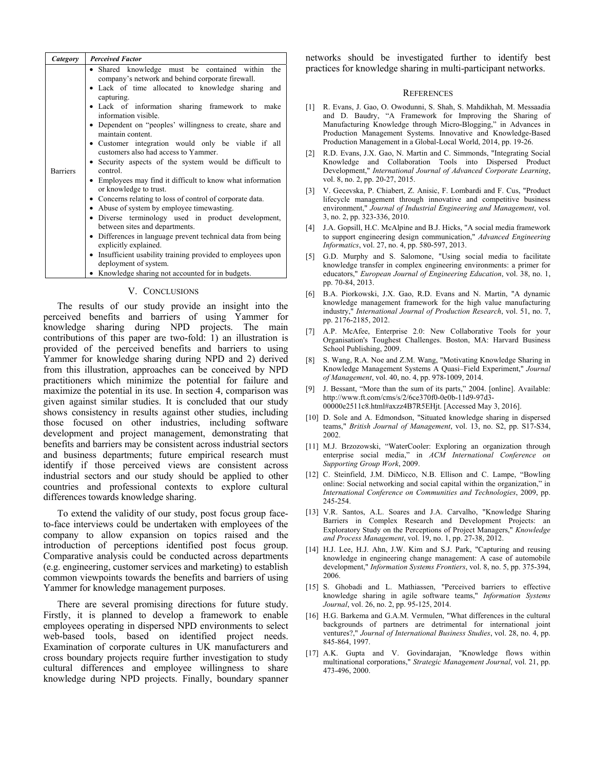| Category | Perceived Factor |
|---|---|
| Barriers | • Shared knowledge must be contained within the company's network and behind corporate firewall.<br>• Lack of time allocated to knowledge sharing and capturing.<br>• Lack of information sharing framework to make information visible.<br>• Dependent on "peoples' willingness to create, share and maintain content.<br>• Customer integration would only be viable if all customers also had access to Yammer.<br>• Security aspects of the system would be difficult to control.<br>• Employees may find it difficult to know what information or knowledge to trust.<br>• Concerns relating to loss of control of corporate data.<br>• Abuse of system by employee timewasting.<br>• Diverse terminology used in product development, between sites and departments.<br>• Differences in language prevent technical data from being explicitly explained.<br>• Insufficient usability training provided to employees upon deployment of system.<br>• Knowledge sharing not accounted for in budgets. |

## V. Conclusions

The results of our study provide an insight into the perceived benefits and barriers of using Yammer for knowledge sharing during NPD projects. The main contributions of this paper are two-fold: 1) an illustration is provided of the perceived benefits and barriers to using Yammer for knowledge sharing during NPD and 2) derived from this illustration, approaches can be conceived by NPD practitioners which minimize the potential for failure and maximize the potential in its use. In section 4, comparison was given against similar studies. It is concluded that our study shows consistency in results against other studies, including those focused on other industries, including software development and project management, demonstrating that benefits and barriers may be consistent across industrial sectors and business departments; future empirical research must identify if those perceived views are consistent across industrial sectors and our study should be applied to other countries and professional contexts to explore cultural differences towards knowledge sharing.

To extend the validity of our study, post focus group face-to-face interviews could be undertaken with employees of the company to allow expansion on topics raised and the introduction of perceptions identified post focus group. Comparative analysis could be conducted across departments (e.g. engineering, customer services and marketing) to establish common viewpoints towards the benefits and barriers of using Yammer for knowledge management purposes.

There are several promising directions for future study. Firstly, it is planned to develop a framework to enable employees operating in dispersed NPD environments to select web-based tools, based on identified project needs. Examination of corporate cultures in UK manufacturers and cross boundary projects require further investigation to study cultural differences and employee willingness to share knowledge during NPD projects. Finally, boundary spanner networks should be investigated further to identify best practices for knowledge sharing in multi-participant networks.

## References

[1] R. Evans, J. Gao, O. Owodunni, S. Shah, S. Mahdikhah, M. Messaadia and D. Baudry, "A Framework for Improving the Sharing of Manufacturing Knowledge through Micro-Blogging," in Advances in Production Management Systems. Innovative and Knowledge-Based Production Management in a Global-Local World, 2014, pp. 19-26.

[2] R.D. Evans, J.X. Gao, N. Martin and C. Simmonds, "Integrating Social Knowledge and Collaboration Tools into Dispersed Product Development," *International Journal of Advanced Corporate Learning*, vol. 8, no. 2, pp. 20-27, 2015.

[3] V. Gecevska, P. Chiabert, Z. Anisic, F. Lombardi and F. Cus, "Product lifecycle management through innovative and competitive business environment," *Journal of Industrial Engineering and Management*, vol. 3, no. 2, pp. 323-336, 2010.

[4] J.A. Gopsill, H.C. McAlpine and B.J. Hicks, "A social media framework to support engineering design communication," *Advanced Engineering Informatics*, vol. 27, no. 4, pp. 580-597, 2013.

[5] G.D. Murphy and S. Salomone, "Using social media to facilitate knowledge transfer in complex engineering environments: a primer for educators," *European Journal of Engineering Education*, vol. 38, no. 1, pp. 70-84, 2013.

[6] B.A. Piorkowski, J.X. Gao, R.D. Evans and N. Martin, "A dynamic knowledge management framework for the high value manufacturing industry," *International Journal of Production Research*, vol. 51, no. 7, pp. 2176-2185, 2012.

[7] A.P. McAfee, Enterprise 2.0: New Collaborative Tools for your Organisation's Toughest Challenges. Boston, MA: Harvard Business School Publishing, 2009.

[8] S. Wang, R.A. Noe and Z.M. Wang, "Motivating Knowledge Sharing in Knowledge Management Systems A Quasi–Field Experiment," *Journal of Management*, vol. 40, no. 4, pp. 978-1009, 2014.

[9] J. Bessant, "More than the sum of its parts," 2004. [online]. Available: http://www.ft.com/cms/s/2/6ce370f0-0e0b-11d9-97d3-00000e2511c8.html#axzz4B7R5EHjt. [Accessed May 3, 2016].

[10] D. Sole and A. Edmondson, "Situated knowledge sharing in dispersed teams," *British Journal of Management*, vol. 13, no. S2, pp. S17-S34, 2002.

[11] M.J. Brzozowski, "WaterCooler: Exploring an organization through enterprise social media," in *ACM International Conference on Supporting Group Work*, 2009.

[12] C. Steinfield, J.M. DiMicco, N.B. Ellison and C. Lampe, "Bowling online: Social networking and social capital within the organization," in *International Conference on Communities and Technologies*, 2009, pp. 245-254.

[13] V.R. Santos, A.L. Soares and J.A. Carvalho, "Knowledge Sharing Barriers in Complex Research and Development Projects: an Exploratory Study on the Perceptions of Project Managers," *Knowledge and Process Management*, vol. 19, no. 1, pp. 27-38, 2012.

[14] H.J. Lee, H.J. Ahn, J.W. Kim and S.J. Park, "Capturing and reusing knowledge in engineering change management: A case of automobile development," *Information Systems Frontiers*, vol. 8, no. 5, pp. 375-394, 2006.

[15] S. Ghobadi and L. Mathiassen, "Perceived barriers to effective knowledge sharing in agile software teams," *Information Systems Journal*, vol. 26, no. 2, pp. 95-125, 2014.

[16] H.G. Barkema and G.A.M. Vermulen, "What differences in the cultural backgrounds of partners are detrimental for international joint ventures?," *Journal of International Business Studies*, vol. 28, no. 4, pp. 845-864, 1997.

[17] A.K. Gupta and V. Govindarajan, "Knowledge flows within multinational corporations," *Strategic Management Journal*, vol. 21, pp. 473-496, 2000.